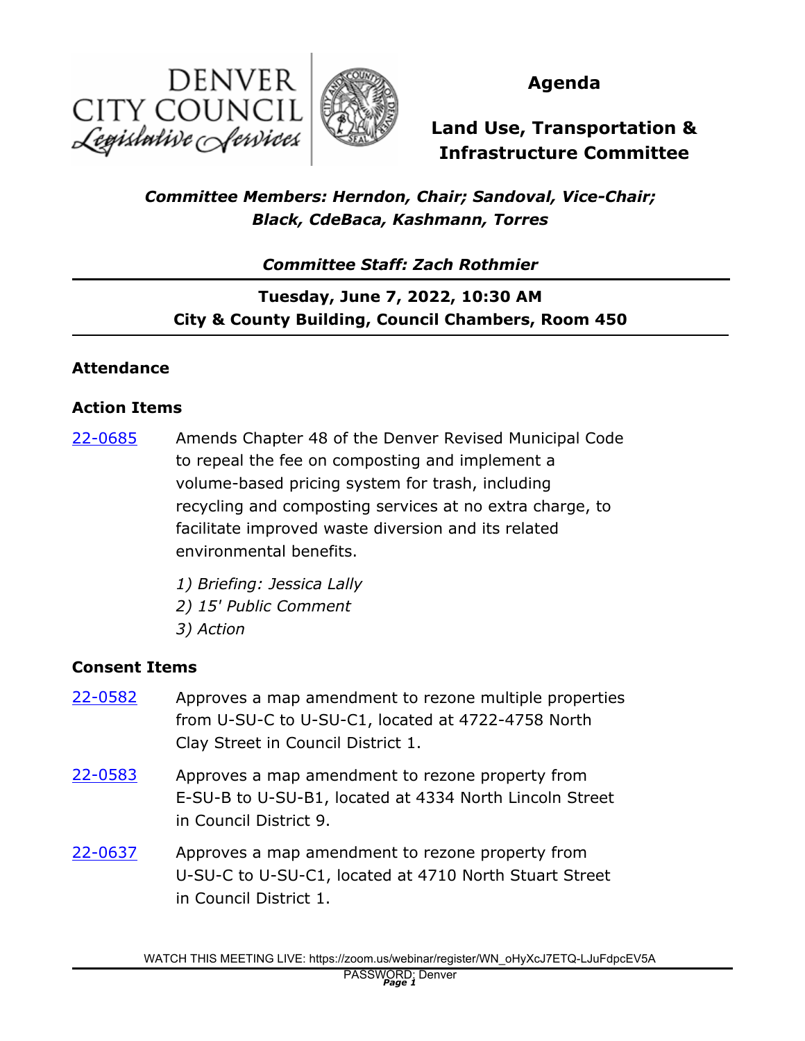DENVER CITY COUNCIL
*Legislative Services*

# Agenda

# Land Use, Transportation & Infrastructure Committee

***Committee Members: Herndon, Chair; Sandoval, Vice-Chair; Black, CdeBaca, Kashmann, Torres***

***Committee Staff: Zach Rothmier***

**Tuesday, June 7, 2022, 10:30 AM**
**City & County Building, Council Chambers, Room 450**

## Attendance

## Action Items

[22-0685](22-0685) Amends Chapter 48 of the Denver Revised Municipal Code to repeal the fee on composting and implement a volume-based pricing system for trash, including recycling and composting services at no extra charge, to facilitate improved waste diversion and its related environmental benefits.

*1) Briefing: Jessica Lally*
*2) 15' Public Comment*
*3) Action*

## Consent Items

[22-0582](22-0582) Approves a map amendment to rezone multiple properties from U-SU-C to U-SU-C1, located at 4722-4758 North Clay Street in Council District 1.

[22-0583](22-0583) Approves a map amendment to rezone property from E-SU-B to U-SU-B1, located at 4334 North Lincoln Street in Council District 9.

[22-0637](22-0637) Approves a map amendment to rezone property from U-SU-C to U-SU-C1, located at 4710 North Stuart Street in Council District 1.

WATCH THIS MEETING LIVE: https://zoom.us/webinar/register/WN_oHyXcJ7ETQ-LJuFdpcEV5A
PASSWORD: Denver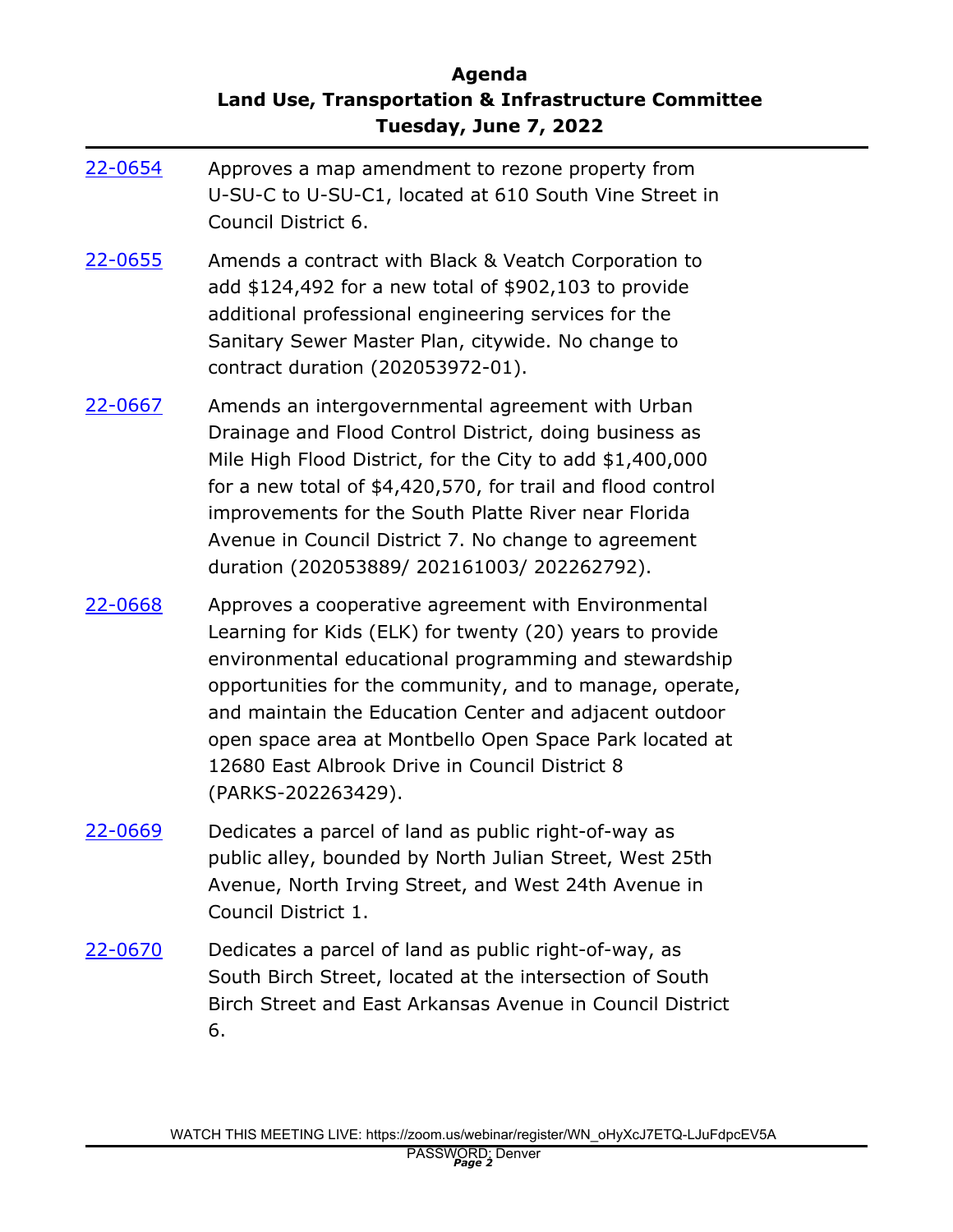**Agenda**
**Land Use, Transportation & Infrastructure Committee**
**Tuesday, June 7, 2022**

22-0654 Approves a map amendment to rezone property from U-SU-C to U-SU-C1, located at 610 South Vine Street in Council District 6.

22-0655 Amends a contract with Black & Veatch Corporation to add $124,492 for a new total of $902,103 to provide additional professional engineering services for the Sanitary Sewer Master Plan, citywide. No change to contract duration (202053972-01).

22-0667 Amends an intergovernmental agreement with Urban Drainage and Flood Control District, doing business as Mile High Flood District, for the City to add $1,400,000 for a new total of $4,420,570, for trail and flood control improvements for the South Platte River near Florida Avenue in Council District 7. No change to agreement duration (202053889/ 202161003/ 202262792).

22-0668 Approves a cooperative agreement with Environmental Learning for Kids (ELK) for twenty (20) years to provide environmental educational programming and stewardship opportunities for the community, and to manage, operate, and maintain the Education Center and adjacent outdoor open space area at Montbello Open Space Park located at 12680 East Albrook Drive in Council District 8 (PARKS-202263429).

22-0669 Dedicates a parcel of land as public right-of-way as public alley, bounded by North Julian Street, West 25th Avenue, North Irving Street, and West 24th Avenue in Council District 1.

22-0670 Dedicates a parcel of land as public right-of-way, as South Birch Street, located at the intersection of South Birch Street and East Arkansas Avenue in Council District 6.

WATCH THIS MEETING LIVE: https://zoom.us/webinar/register/WN_oHyXcJ7ETQ-LJuFdpcEV5A
PASSWORD: Denver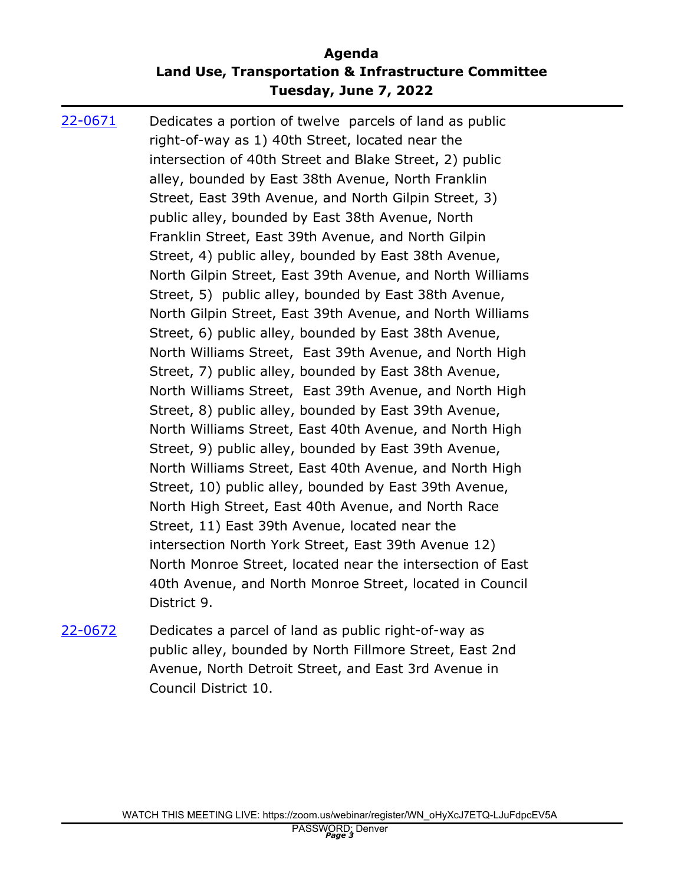# Agenda
## Land Use, Transportation & Infrastructure Committee
### Tuesday, June 7, 2022

[22-0671](22-0671) Dedicates a portion of twelve parcels of land as public right-of-way as 1) 40th Street, located near the intersection of 40th Street and Blake Street, 2) public alley, bounded by East 38th Avenue, North Franklin Street, East 39th Avenue, and North Gilpin Street, 3) public alley, bounded by East 38th Avenue, North Franklin Street, East 39th Avenue, and North Gilpin Street, 4) public alley, bounded by East 38th Avenue, North Gilpin Street, East 39th Avenue, and North Williams Street, 5) public alley, bounded by East 38th Avenue, North Gilpin Street, East 39th Avenue, and North Williams Street, 6) public alley, bounded by East 38th Avenue, North Williams Street, East 39th Avenue, and North High Street, 7) public alley, bounded by East 38th Avenue, North Williams Street, East 39th Avenue, and North High Street, 8) public alley, bounded by East 39th Avenue, North Williams Street, East 40th Avenue, and North High Street, 9) public alley, bounded by East 39th Avenue, North Williams Street, East 40th Avenue, and North High Street, 10) public alley, bounded by East 39th Avenue, North High Street, East 40th Avenue, and North Race Street, 11) East 39th Avenue, located near the intersection North York Street, East 39th Avenue 12) North Monroe Street, located near the intersection of East 40th Avenue, and North Monroe Street, located in Council District 9.

[22-0672](22-0672) Dedicates a parcel of land as public right-of-way as public alley, bounded by North Fillmore Street, East 2nd Avenue, North Detroit Street, and East 3rd Avenue in Council District 10.

WATCH THIS MEETING LIVE: https://zoom.us/webinar/register/WN_oHyXcJ7ETQ-LJuFdpcEV5A
PASSWORD: Denver